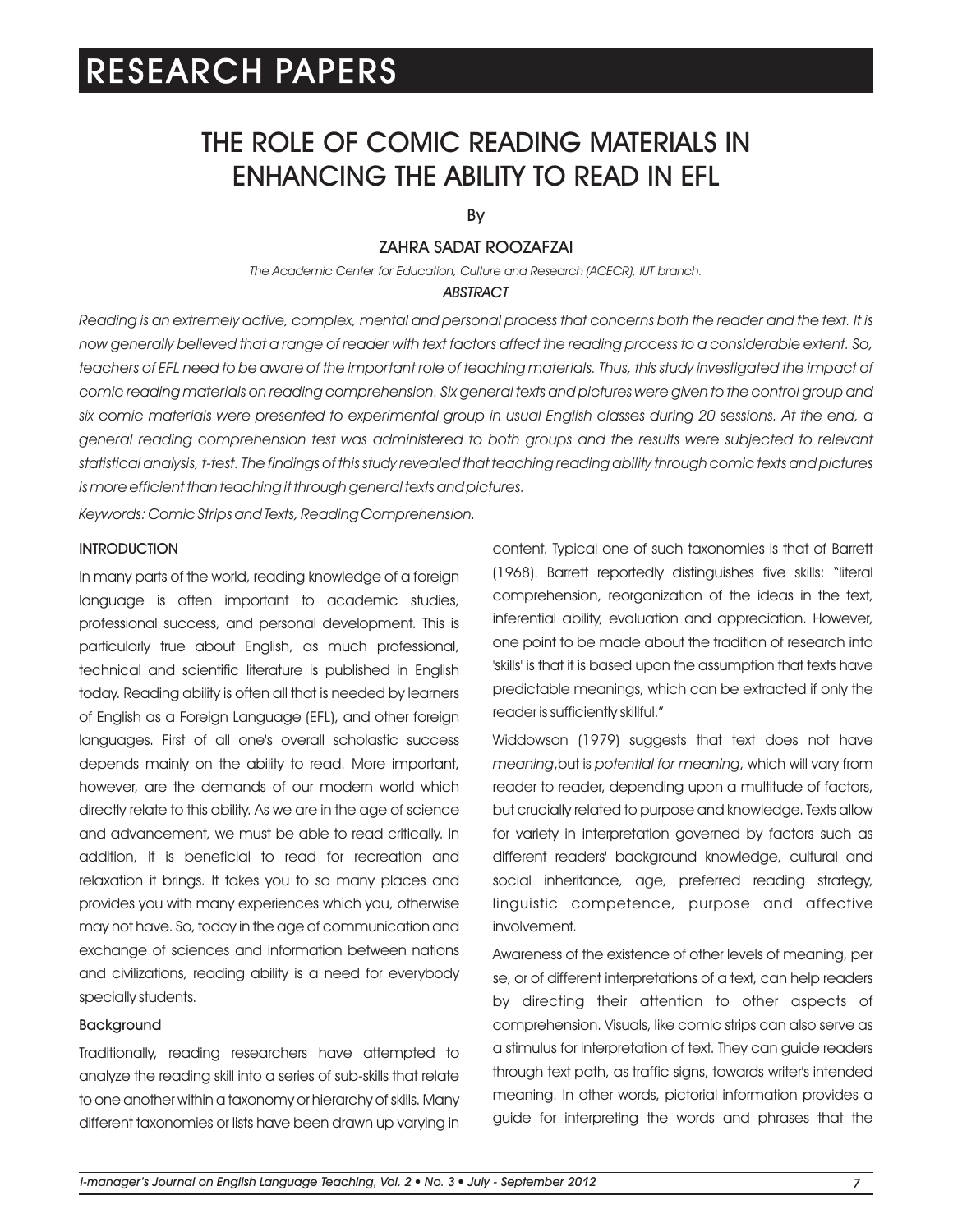# RESEARCH PAPERS

# THE ROLE OF COMIC READING MATERIALS IN ENHANCING THE ABILITY TO READ IN EFL

By

ZAHRA SADAT ROOZAFZAI

*The Academic Center for Education, Culture and Research (ACECR), IUT branch.*

***ABSTRACT***

*Reading is an extremely active, complex, mental and personal process that concerns both the reader and the text. It is now generally believed that a range of reader with text factors affect the reading process to a considerable extent. So, teachers of EFL need to be aware of the important role of teaching materials. Thus, this study investigated the impact of comic reading materials on reading comprehension. Six general texts and pictures were given to the control group and six comic materials were presented to experimental group in usual English classes during 20 sessions. At the end, a general reading comprehension test was administered to both groups and the results were subjected to relevant statistical analysis, t-test. The findings of this study revealed that teaching reading ability through comic texts and pictures is more efficient than teaching it through general texts and pictures.*

*Keywords: Comic Strips and Texts, Reading Comprehension.*

## INTRODUCTION

In many parts of the world, reading knowledge of a foreign language is often important to academic studies, professional success, and personal development. This is particularly true about English, as much professional, technical and scientific literature is published in English today. Reading ability is often all that is needed by learners of English as a Foreign Language (EFL), and other foreign languages. First of all one's overall scholastic success depends mainly on the ability to read. More important, however, are the demands of our modern world which directly relate to this ability. As we are in the age of science and advancement, we must be able to read critically. In addition, it is beneficial to read for recreation and relaxation it brings. It takes you to so many places and provides you with many experiences which you, otherwise may not have. So, today in the age of communication and exchange of sciences and information between nations and civilizations, reading ability is a need for everybody specially students.

### Background

Traditionally, reading researchers have attempted to analyze the reading skill into a series of sub-skills that relate to one another within a taxonomy or hierarchy of skills. Many different taxonomies or lists have been drawn up varying in content. Typical one of such taxonomies is that of Barrett (1968). Barrett reportedly distinguishes five skills: "literal comprehension, reorganization of the ideas in the text, inferential ability, evaluation and appreciation. However, one point to be made about the tradition of research into 'skills' is that it is based upon the assumption that texts have predictable meanings, which can be extracted if only the reader is sufficiently skillful."

Widdowson (1979) suggests that text does not have *meaning*,but is *potential for meaning*, which will vary from reader to reader, depending upon a multitude of factors, but crucially related to purpose and knowledge. Texts allow for variety in interpretation governed by factors such as different readers' background knowledge, cultural and social inheritance, age, preferred reading strategy, linguistic competence, purpose and affective involvement.

Awareness of the existence of other levels of meaning, per se, or of different interpretations of a text, can help readers by directing their attention to other aspects of comprehension. Visuals, like comic strips can also serve as a stimulus for interpretation of text. They can guide readers through text path, as traffic signs, towards writer's intended meaning. In other words, pictorial information provides a guide for interpreting the words and phrases that the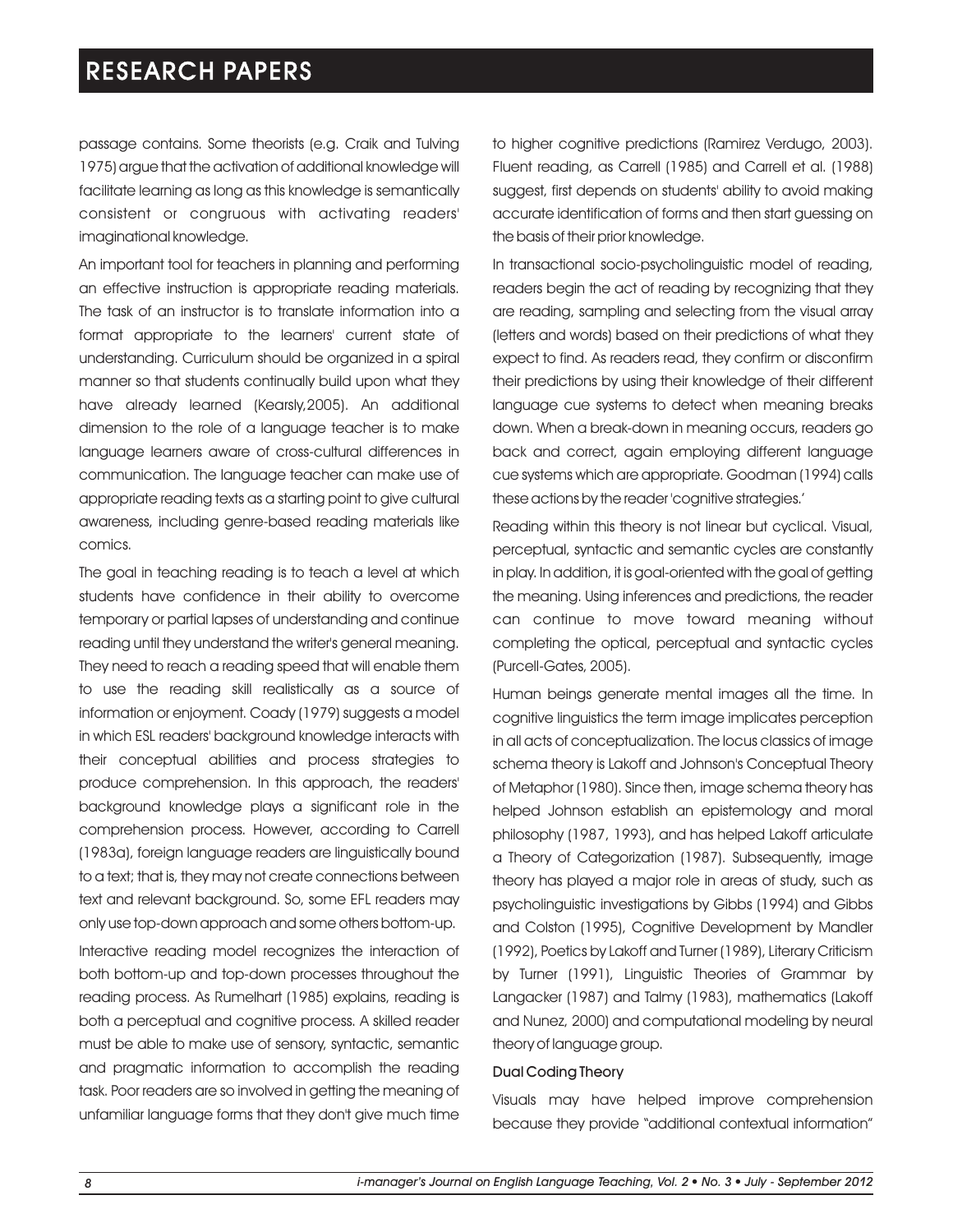passage contains. Some theorists (e.g. Craik and Tulving 1975) argue that the activation of additional knowledge will facilitate learning as long as this knowledge is semantically consistent or congruous with activating readers' imaginational knowledge.

An important tool for teachers in planning and performing an effective instruction is appropriate reading materials. The task of an instructor is to translate information into a format appropriate to the learners' current state of understanding. Curriculum should be organized in a spiral manner so that students continually build upon what they have already learned (Kearsly,2005). An additional dimension to the role of a language teacher is to make language learners aware of cross-cultural differences in communication. The language teacher can make use of appropriate reading texts as a starting point to give cultural awareness, including genre-based reading materials like comics.

The goal in teaching reading is to teach a level at which students have confidence in their ability to overcome temporary or partial lapses of understanding and continue reading until they understand the writer's general meaning. They need to reach a reading speed that will enable them to use the reading skill realistically as a source of information or enjoyment. Coady (1979) suggests a model in which ESL readers' background knowledge interacts with their conceptual abilities and process strategies to produce comprehension. In this approach, the readers' background knowledge plays a significant role in the comprehension process. However, according to Carrell (1983a), foreign language readers are linguistically bound to a text; that is, they may not create connections between text and relevant background. So, some EFL readers may only use top-down approach and some others bottom-up.

Interactive reading model recognizes the interaction of both bottom-up and top-down processes throughout the reading process. As Rumelhart (1985) explains, reading is both a perceptual and cognitive process. A skilled reader must be able to make use of sensory, syntactic, semantic and pragmatic information to accomplish the reading task. Poor readers are so involved in getting the meaning of unfamiliar language forms that they don't give much time to higher cognitive predictions (Ramirez Verdugo, 2003). Fluent reading, as Carrell (1985) and Carrell et al. (1988) suggest, first depends on students' ability to avoid making accurate identification of forms and then start guessing on the basis of their prior knowledge.

In transactional socio-psycholinguistic model of reading, readers begin the act of reading by recognizing that they are reading, sampling and selecting from the visual array (letters and words) based on their predictions of what they expect to find. As readers read, they confirm or disconfirm their predictions by using their knowledge of their different language cue systems to detect when meaning breaks down. When a break-down in meaning occurs, readers go back and correct, again employing different language cue systems which are appropriate. Goodman (1994) calls these actions by the reader 'cognitive strategies.'

Reading within this theory is not linear but cyclical. Visual, perceptual, syntactic and semantic cycles are constantly in play. In addition, it is goal-oriented with the goal of getting the meaning. Using inferences and predictions, the reader can continue to move toward meaning without completing the optical, perceptual and syntactic cycles (Purcell-Gates, 2005).

Human beings generate mental images all the time. In cognitive linguistics the term image implicates perception in all acts of conceptualization. The locus classics of image schema theory is Lakoff and Johnson's Conceptual Theory of Metaphor (1980). Since then, image schema theory has helped Johnson establish an epistemology and moral philosophy (1987, 1993), and has helped Lakoff articulate a Theory of Categorization (1987). Subsequently, image theory has played a major role in areas of study, such as psycholinguistic investigations by Gibbs (1994) and Gibbs and Colston (1995), Cognitive Development by Mandler (1992), Poetics by Lakoff and Turner (1989), Literary Criticism by Turner (1991), Linguistic Theories of Grammar by Langacker (1987) and Talmy (1983), mathematics (Lakoff and Nunez, 2000) and computational modeling by neural theory of language group.

#### Dual Coding Theory

Visuals may have helped improve comprehension because they provide "additional contextual information"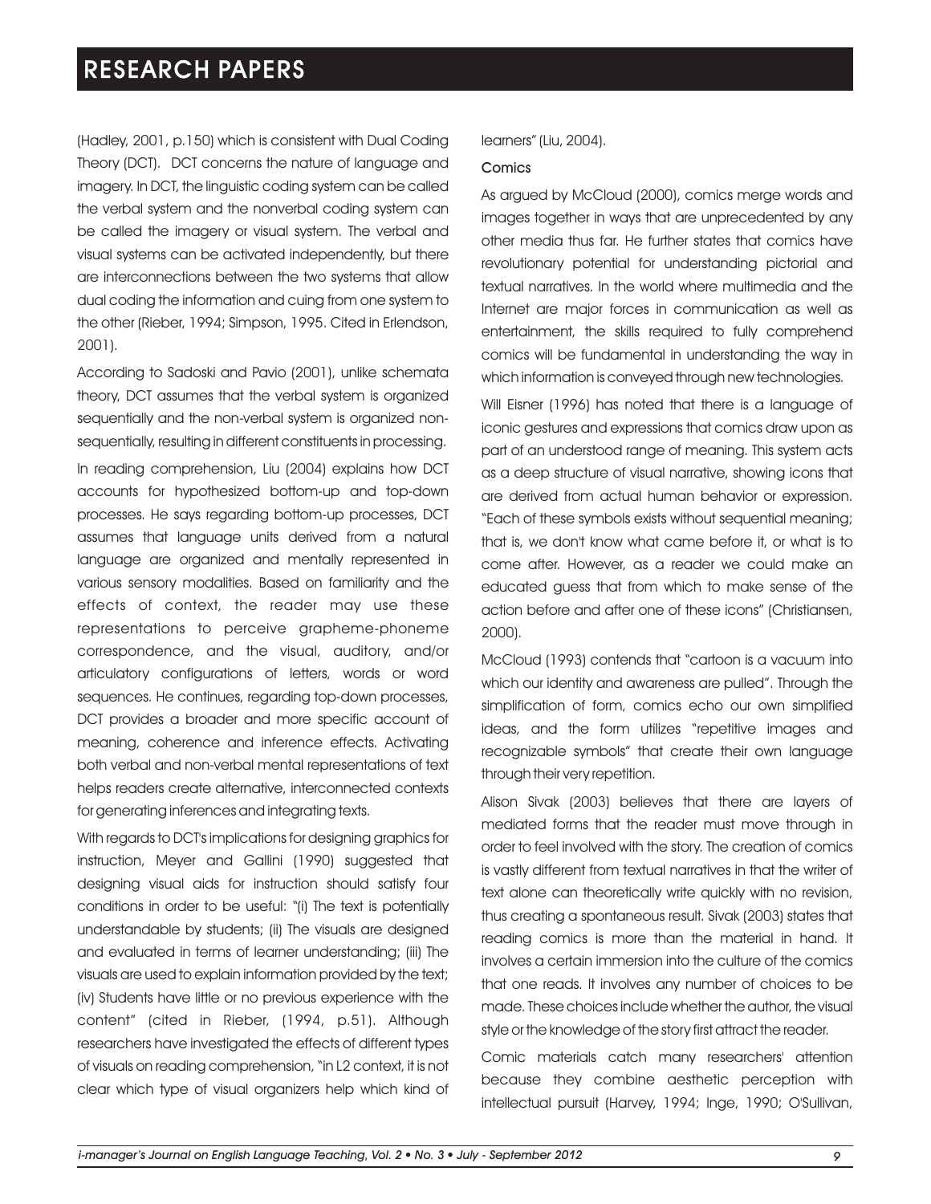(Hadley, 2001, p.150) which is consistent with Dual Coding Theory (DCT). DCT concerns the nature of language and imagery. In DCT, the linguistic coding system can be called the verbal system and the nonverbal coding system can be called the imagery or visual system. The verbal and visual systems can be activated independently, but there are interconnections between the two systems that allow dual coding the information and cuing from one system to the other (Rieber, 1994; Simpson, 1995. Cited in Erlendson, 2001).

According to Sadoski and Pavio (2001), unlike schemata theory, DCT assumes that the verbal system is organized sequentially and the non-verbal system is organized non-sequentially, resulting in different constituents in processing.

In reading comprehension, Liu (2004) explains how DCT accounts for hypothesized bottom-up and top-down processes. He says regarding bottom-up processes, DCT assumes that language units derived from a natural language are organized and mentally represented in various sensory modalities. Based on familiarity and the effects of context, the reader may use these representations to perceive grapheme-phoneme correspondence, and the visual, auditory, and/or articulatory configurations of letters, words or word sequences. He continues, regarding top-down processes, DCT provides a broader and more specific account of meaning, coherence and inference effects. Activating both verbal and non-verbal mental representations of text helps readers create alternative, interconnected contexts for generating inferences and integrating texts.

With regards to DCT's implications for designing graphics for instruction, Meyer and Gallini (1990) suggested that designing visual aids for instruction should satisfy four conditions in order to be useful: "(i) The text is potentially understandable by students; (ii) The visuals are designed and evaluated in terms of learner understanding; (iii) The visuals are used to explain information provided by the text; (iv) Students have little or no previous experience with the content" (cited in Rieber, (1994, p.51). Although researchers have investigated the effects of different types of visuals on reading comprehension, "in L2 context, it is not clear which type of visual organizers help which kind of learners" (Liu, 2004).

### Comics

As argued by McCloud (2000), comics merge words and images together in ways that are unprecedented by any other media thus far. He further states that comics have revolutionary potential for understanding pictorial and textual narratives. In the world where multimedia and the Internet are major forces in communication as well as entertainment, the skills required to fully comprehend comics will be fundamental in understanding the way in which information is conveyed through new technologies.

Will Eisner (1996) has noted that there is a language of iconic gestures and expressions that comics draw upon as part of an understood range of meaning. This system acts as a deep structure of visual narrative, showing icons that are derived from actual human behavior or expression. "Each of these symbols exists without sequential meaning; that is, we don't know what came before it, or what is to come after. However, as a reader we could make an educated guess that from which to make sense of the action before and after one of these icons" (Christiansen, 2000).

McCloud (1993) contends that "cartoon is a vacuum into which our identity and awareness are pulled". Through the simplification of form, comics echo our own simplified ideas, and the form utilizes "repetitive images and recognizable symbols" that create their own language through their very repetition.

Alison Sivak (2003) believes that there are layers of mediated forms that the reader must move through in order to feel involved with the story. The creation of comics is vastly different from textual narratives in that the writer of text alone can theoretically write quickly with no revision, thus creating a spontaneous result. Sivak (2003) states that reading comics is more than the material in hand. It involves a certain immersion into the culture of the comics that one reads. It involves any number of choices to be made. These choices include whether the author, the visual style or the knowledge of the story first attract the reader.

Comic materials catch many researchers' attention because they combine aesthetic perception with intellectual pursuit (Harvey, 1994; Inge, 1990; O'Sullivan,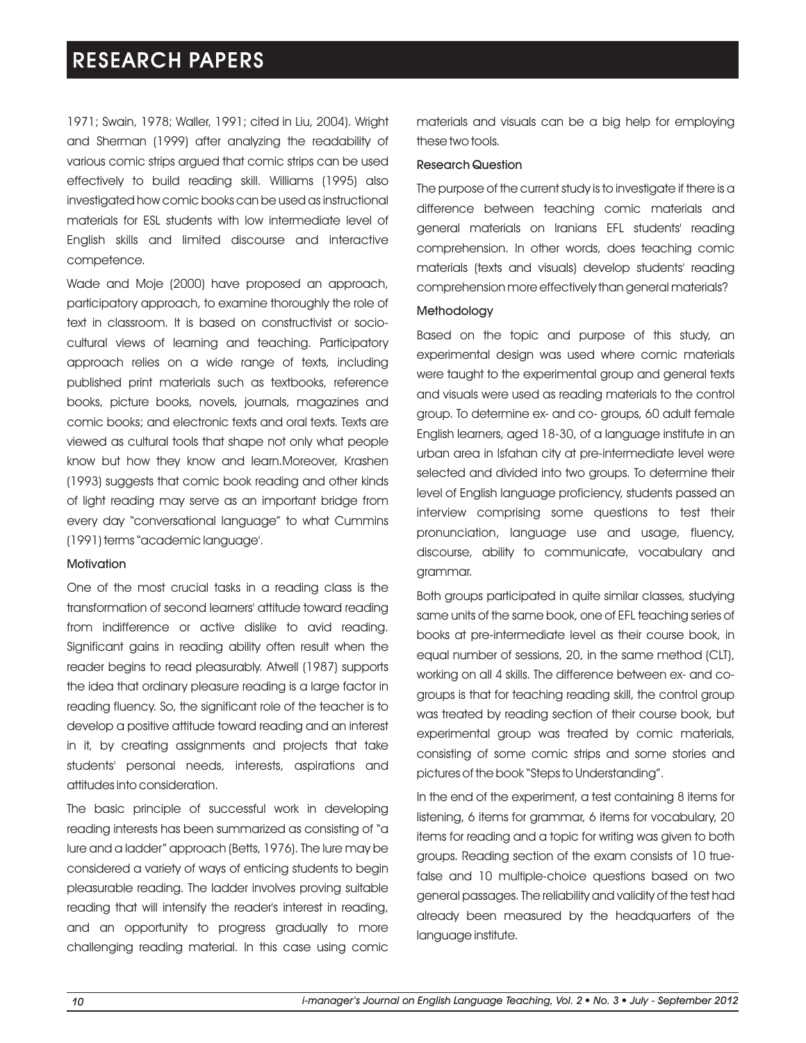1971; Swain, 1978; Waller, 1991; cited in Liu, 2004). Wright and Sherman (1999) after analyzing the readability of various comic strips argued that comic strips can be used effectively to build reading skill. Williams (1995) also investigated how comic books can be used as instructional materials for ESL students with low intermediate level of English skills and limited discourse and interactive competence.

Wade and Moje (2000) have proposed an approach, participatory approach, to examine thoroughly the role of text in classroom. It is based on constructivist or socio-cultural views of learning and teaching. Participatory approach relies on a wide range of texts, including published print materials such as textbooks, reference books, picture books, novels, journals, magazines and comic books; and electronic texts and oral texts. Texts are viewed as cultural tools that shape not only what people know but how they know and learn.Moreover, Krashen (1993) suggests that comic book reading and other kinds of light reading may serve as an important bridge from every day "conversational language" to what Cummins (1991) terms "academic language'.

### Motivation

One of the most crucial tasks in a reading class is the transformation of second learners' attitude toward reading from indifference or active dislike to avid reading. Significant gains in reading ability often result when the reader begins to read pleasurably. Atwell (1987) supports the idea that ordinary pleasure reading is a large factor in reading fluency. So, the significant role of the teacher is to develop a positive attitude toward reading and an interest in it, by creating assignments and projects that take students' personal needs, interests, aspirations and attitudes into consideration.

The basic principle of successful work in developing reading interests has been summarized as consisting of "a lure and a ladder" approach (Betts, 1976). The lure may be considered a variety of ways of enticing students to begin pleasurable reading. The ladder involves proving suitable reading that will intensify the reader's interest in reading, and an opportunity to progress gradually to more challenging reading material. In this case using comic materials and visuals can be a big help for employing these two tools.

### Research Question

The purpose of the current study is to investigate if there is a difference between teaching comic materials and general materials on Iranians EFL students' reading comprehension. In other words, does teaching comic materials (texts and visuals) develop students' reading comprehension more effectively than general materials?

### Methodology

Based on the topic and purpose of this study, an experimental design was used where comic materials were taught to the experimental group and general texts and visuals were used as reading materials to the control group. To determine ex- and co- groups, 60 adult female English learners, aged 18-30, of a language institute in an urban area in Isfahan city at pre-intermediate level were selected and divided into two groups. To determine their level of English language proficiency, students passed an interview comprising some questions to test their pronunciation, language use and usage, fluency, discourse, ability to communicate, vocabulary and grammar.

Both groups participated in quite similar classes, studying same units of the same book, one of EFL teaching series of books at pre-intermediate level as their course book, in equal number of sessions, 20, in the same method (CLT), working on all 4 skills. The difference between ex- and co- groups is that for teaching reading skill, the control group was treated by reading section of their course book, but experimental group was treated by comic materials, consisting of some comic strips and some stories and pictures of the book "Steps to Understanding".

In the end of the experiment, a test containing 8 items for listening, 6 items for grammar, 6 items for vocabulary, 20 items for reading and a topic for writing was given to both groups. Reading section of the exam consists of 10 true-false and 10 multiple-choice questions based on two general passages. The reliability and validity of the test had already been measured by the headquarters of the language institute.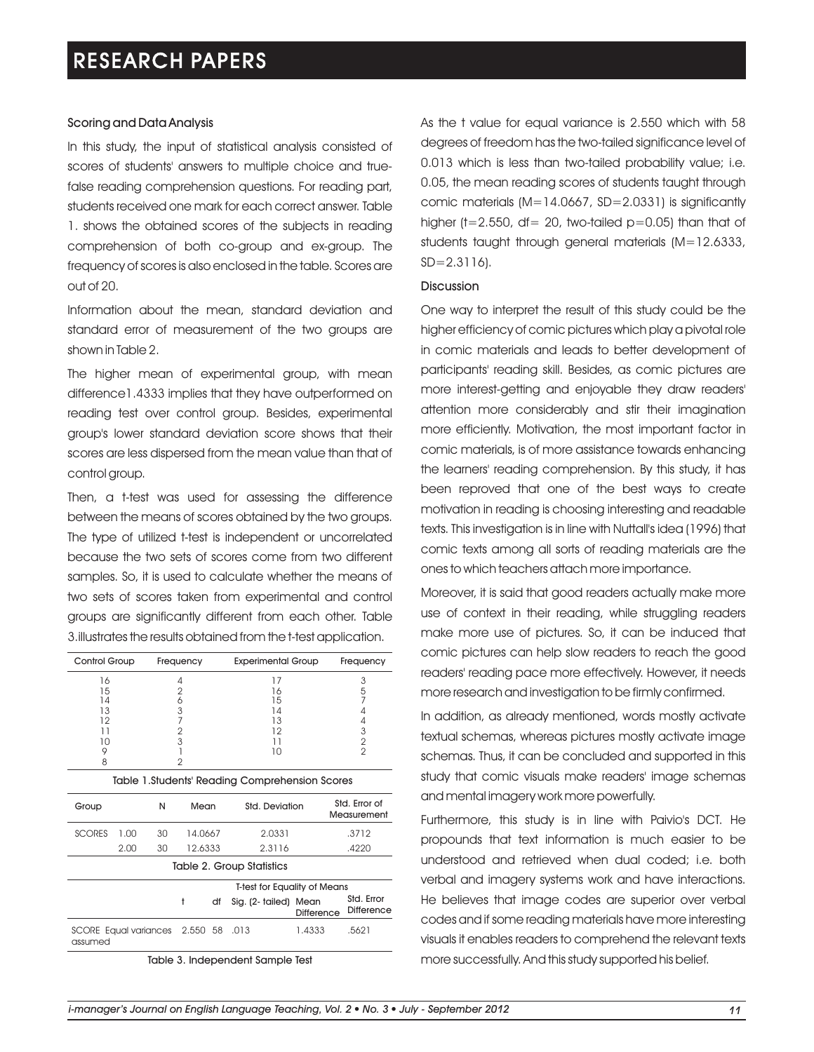### Scoring and Data Analysis

In this study, the input of statistical analysis consisted of scores of students' answers to multiple choice and true-false reading comprehension questions. For reading part, students received one mark for each correct answer. Table 1. shows the obtained scores of the subjects in reading comprehension of both co-group and ex-group. The frequency of scores is also enclosed in the table. Scores are out of 20.

Information about the mean, standard deviation and standard error of measurement of the two groups are shown in Table 2.

The higher mean of experimental group, with mean difference1.4333 implies that they have outperformed on reading test over control group. Besides, experimental group's lower standard deviation score shows that their scores are less dispersed from the mean value than that of control group.

Then, a t-test was used for assessing the difference between the means of scores obtained by the two groups. The type of utilized t-test is independent or uncorrelated because the two sets of scores come from two different samples. So, it is used to calculate whether the means of two sets of scores taken from experimental and control groups are significantly different from each other. Table 3.illustrates the results obtained from the t-test application.

| Control Group | Frequency | Experimental Group | Frequency |
|---|---|---|---|
| 16 | 4 | 17 | 3 |
| 15 | 2 | 16 | 5 |
| 14 | 6 | 15 | 7 |
| 13 | 3 | 14 | 4 |
| 12 | 7 | 13 | 4 |
| 11 | 2 | 12 | 3 |
| 10 | 3 | 11 | 2 |
| 9 | 1 | 10 | 2 |
| 8 | 2 | | |

Table 1.Students' Reading Comprehension Scores

| Group | | N | Mean | Std. Deviation | Std. Error of Measurement |
|---|---|---|---|---|---|
| SCORES | 1.00 | 30 | 14.0667 | 2.0331 | .3712 |
| | 2.00 | 30 | 12.6333 | 2.3116 | .4220 |

Table 2. Group Statistics

| | T-test for Equality of Means | | | | |
|---|---|---|---|---|---|
| | t | df | Sig. (2- tailed) | Mean Difference | Std. Error Difference |
| SCORE Equal variances assumed | 2.550 | 58 | .013 | 1.4333 | .5621 |

Table 3. Independent Sample Test

As the t value for equal variance is 2.550 which with 58 degrees of freedom has the two-tailed significance level of 0.013 which is less than two-tailed probability value; i.e. 0.05, the mean reading scores of students taught through comic materials ($M=14.0667$, $SD=2.0331$) is significantly higher ($t=2.550$, $df= 20$, two-tailed $p=0.05$) than that of students taught through general materials ($M=12.6333$, $SD=2.3116$).

### Discussion

One way to interpret the result of this study could be the higher efficiency of comic pictures which play a pivotal role in comic materials and leads to better development of participants' reading skill. Besides, as comic pictures are more interest-getting and enjoyable they draw readers' attention more considerably and stir their imagination more efficiently. Motivation, the most important factor in comic materials, is of more assistance towards enhancing the learners' reading comprehension. By this study, it has been reproved that one of the best ways to create motivation in reading is choosing interesting and readable texts. This investigation is in line with Nuttall's idea (1996) that comic texts among all sorts of reading materials are the ones to which teachers attach more importance.

Moreover, it is said that good readers actually make more use of context in their reading, while struggling readers make more use of pictures. So, it can be induced that comic pictures can help slow readers to reach the good readers' reading pace more effectively. However, it needs more research and investigation to be firmly confirmed.

In addition, as already mentioned, words mostly activate textual schemas, whereas pictures mostly activate image schemas. Thus, it can be concluded and supported in this study that comic visuals make readers' image schemas and mental imagery work more powerfully.

Furthermore, this study is in line with Paivio's DCT. He propounds that text information is much easier to be understood and retrieved when dual coded; i.e. both verbal and imagery systems work and have interactions. He believes that image codes are superior over verbal codes and if some reading materials have more interesting visuals it enables readers to comprehend the relevant texts more successfully. And this study supported his belief.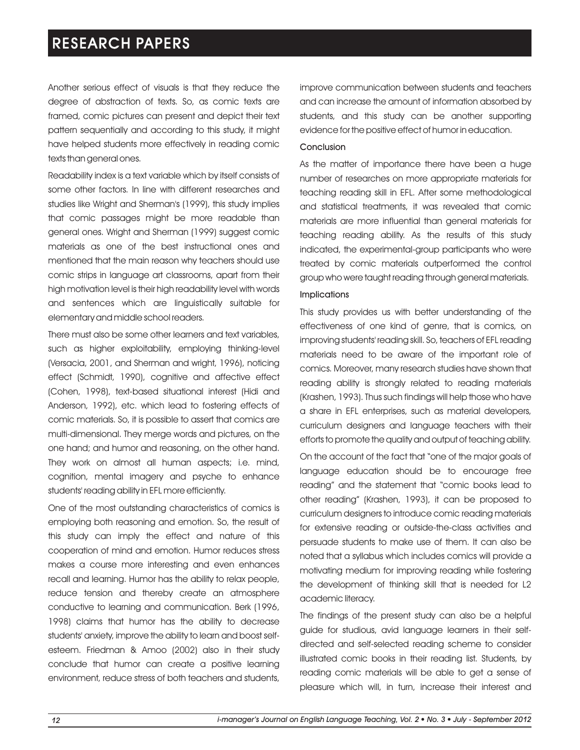Another serious effect of visuals is that they reduce the degree of abstraction of texts. So, as comic texts are framed, comic pictures can present and depict their text pattern sequentially and according to this study, it might have helped students more effectively in reading comic texts than general ones.

Readability index is a text variable which by itself consists of some other factors. In line with different researches and studies like Wright and Sherman's (1999), this study implies that comic passages might be more readable than general ones. Wright and Sherman (1999) suggest comic materials as one of the best instructional ones and mentioned that the main reason why teachers should use comic strips in language art classrooms, apart from their high motivation level is their high readability level with words and sentences which are linguistically suitable for elementary and middle school readers.

There must also be some other learners and text variables, such as higher exploitability, employing thinking-level (Versacia, 2001, and Sherman and wright, 1996), noticing effect (Schmidt, 1990), cognitive and affective effect (Cohen, 1998), text-based situational interest (Hidi and Anderson, 1992), etc. which lead to fostering effects of comic materials. So, it is possible to assert that comics are multi-dimensional. They merge words and pictures, on the one hand; and humor and reasoning, on the other hand. They work on almost all human aspects; i.e. mind, cognition, mental imagery and psyche to enhance students' reading ability in EFL more efficiently.

One of the most outstanding characteristics of comics is employing both reasoning and emotion. So, the result of this study can imply the effect and nature of this cooperation of mind and emotion. Humor reduces stress makes a course more interesting and even enhances recall and learning. Humor has the ability to relax people, reduce tension and thereby create an atmosphere conductive to learning and communication. Berk (1996, 1998) claims that humor has the ability to decrease students' anxiety, improve the ability to learn and boost self-esteem. Friedman & Amoo (2002) also in their study conclude that humor can create a positive learning environment, reduce stress of both teachers and students, improve communication between students and teachers and can increase the amount of information absorbed by students, and this study can be another supporting evidence for the positive effect of humor in education.

### Conclusion

As the matter of importance there have been a huge number of researches on more appropriate materials for teaching reading skill in EFL. After some methodological and statistical treatments, it was revealed that comic materials are more influential than general materials for teaching reading ability. As the results of this study indicated, the experimental-group participants who were treated by comic materials outperformed the control group who were taught reading through general materials.

### Implications

This study provides us with better understanding of the effectiveness of one kind of genre, that is comics, on improving students' reading skill. So, teachers of EFL reading materials need to be aware of the important role of comics. Moreover, many research studies have shown that reading ability is strongly related to reading materials (Krashen, 1993). Thus such findings will help those who have a share in EFL enterprises, such as material developers, curriculum designers and language teachers with their efforts to promote the quality and output of teaching ability.

On the account of the fact that "one of the major goals of language education should be to encourage free reading" and the statement that "comic books lead to other reading" (Krashen, 1993), it can be proposed to curriculum designers to introduce comic reading materials for extensive reading or outside-the-class activities and persuade students to make use of them. It can also be noted that a syllabus which includes comics will provide a motivating medium for improving reading while fostering the development of thinking skill that is needed for L2 academic literacy.

The findings of the present study can also be a helpful guide for studious, avid language learners in their self-directed and self-selected reading scheme to consider illustrated comic books in their reading list. Students, by reading comic materials will be able to get a sense of pleasure which will, in turn, increase their interest and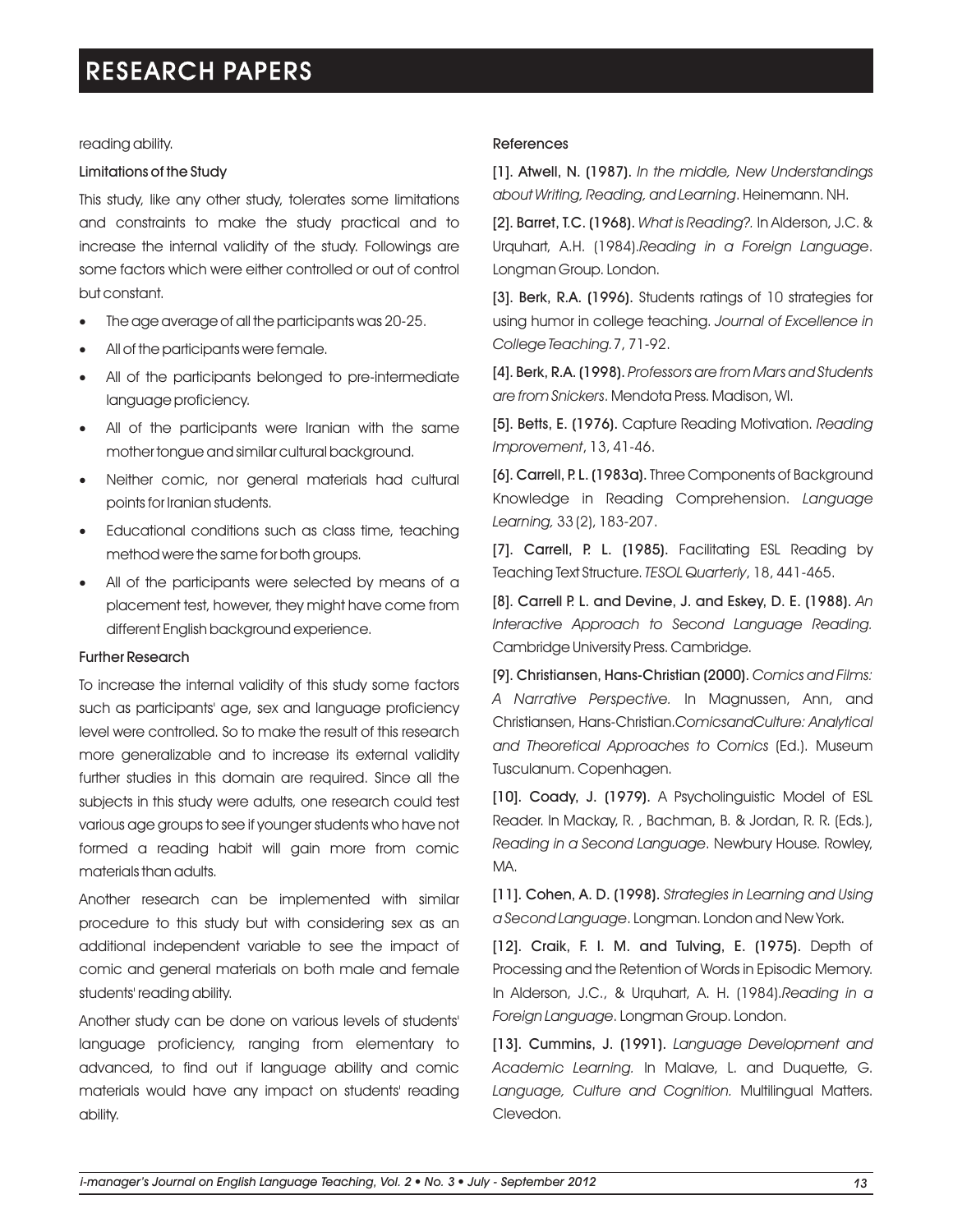reading ability.

### Limitations of the Study

This study, like any other study, tolerates some limitations and constraints to make the study practical and to increase the internal validity of the study. Followings are some factors which were either controlled or out of control but constant.

- The age average of all the participants was 20-25.
- All of the participants were female.
- All of the participants belonged to pre-intermediate language proficiency.
- All of the participants were Iranian with the same mother tongue and similar cultural background.
- Neither comic, nor general materials had cultural points for Iranian students.
- Educational conditions such as class time, teaching method were the same for both groups.
- All of the participants were selected by means of a placement test, however, they might have come from different English background experience.

### Further Research

To increase the internal validity of this study some factors such as participants' age, sex and language proficiency level were controlled. So to make the result of this research more generalizable and to increase its external validity further studies in this domain are required. Since all the subjects in this study were adults, one research could test various age groups to see if younger students who have not formed a reading habit will gain more from comic materials than adults.

Another research can be implemented with similar procedure to this study but with considering sex as an additional independent variable to see the impact of comic and general materials on both male and female students' reading ability.

Another study can be done on various levels of students' language proficiency, ranging from elementary to advanced, to find out if language ability and comic materials would have any impact on students' reading ability.

### References

[1]. **Atwell, N. (1987).** *In the middle, New Understandings about Writing, Reading, and Learning*. Heinemann. NH.

[2]. **Barret, T.C. (1968).** *What is Reading?.* In Alderson, J.C. & Urquhart, A.H. (1984).*Reading in a Foreign Language*. Longman Group. London.

[3]. **Berk, R.A. (1996).** Students ratings of 10 strategies for using humor in college teaching. *Journal of Excellence in College Teaching.* 7, 71-92.

[4]. **Berk, R.A. (1998).** *Professors are from Mars and Students are from Snickers*. Mendota Press. Madison, WI.

[5]. **Betts, E. (1976).** Capture Reading Motivation. *Reading Improvement*, 13, 41-46.

[6]. **Carrell, P. L. (1983a).** Three Components of Background Knowledge in Reading Comprehension. *Language Learning,* 33 (2), 183-207.

[7]. **Carrell, P. L. (1985).** Facilitating ESL Reading by Teaching Text Structure. *TESOL Quarterly*, 18, 441-465.

[8]. **Carrell P. L. and Devine, J. and Eskey, D. E. (1988).** *An Interactive Approach to Second Language Reading.* Cambridge University Press. Cambridge.

[9]. **Christiansen, Hans-Christian (2000).** *Comics and Films: A Narrative Perspective.* In Magnussen, Ann, and Christiansen, Hans-Christian.*ComicsandCulture: Analytical and Theoretical Approaches to Comics* (Ed.). Museum Tusculanum. Copenhagen.

[10]. **Coady, J. (1979).** A Psycholinguistic Model of ESL Reader. In Mackay, R. , Bachman, B. & Jordan, R. R. (Eds.), *Reading in a Second Language*. Newbury House. Rowley, MA.

[11]. **Cohen, A. D. (1998).** *Strategies in Learning and Using a Second Language*. Longman. London and New York.

[12]. **Craik, F. I. M. and Tulving, E. (1975).** Depth of Processing and the Retention of Words in Episodic Memory. In Alderson, J.C., & Urquhart, A. H. (1984).*Reading in a Foreign Language*. Longman Group. London.

[13]. **Cummins, J. (1991).** *Language Development and Academic Learning.* In Malave, L. and Duquette, G. *Language, Culture and Cognition.* Multilingual Matters. Clevedon.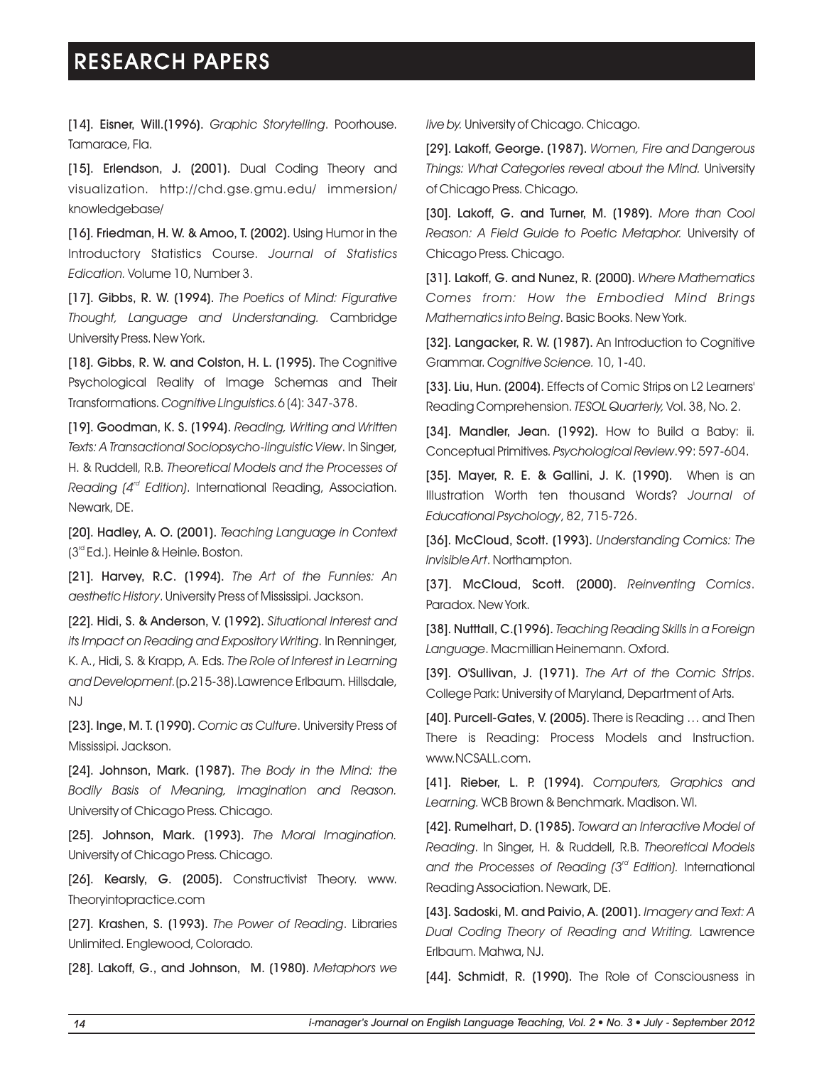[14]. **Eisner, Will.(1996).** *Graphic Storytelling*. Poorhouse. Tamarace, Fla.

[15]. **Erlendson, J. (2001).** Dual Coding Theory and visualization. http://chd.gse.gmu.edu/ immersion/ knowledgebase/

[16]. **Friedman, H. W. & Amoo, T. (2002).** Using Humor in the Introductory Statistics Course. *Journal of Statistics Edication.* Volume 10, Number 3.

[17]. **Gibbs, R. W. (1994).** *The Poetics of Mind: Figurative Thought, Language and Understanding.* Cambridge University Press. New York.

[18]. **Gibbs, R. W. and Colston, H. L. (1995).** The Cognitive Psychological Reality of Image Schemas and Their Transformations. *Cognitive Linguistics.* 6 (4): 347-378.

[19]. **Goodman, K. S. (1994).** *Reading, Writing and Written Texts: A Transactional Sociopsycho-linguistic View*. In Singer, H. & Ruddell, R.B. *Theoretical Models and the Processes of Reading (4th Edition)*. International Reading, Association. Newark, DE.

[20]. **Hadley, A. O. (2001).** *Teaching Language in Context* (3rd Ed.). Heinle & Heinle. Boston.

[21]. **Harvey, R.C. (1994).** *The Art of the Funnies: An aesthetic History*. University Press of Mississipi. Jackson.

[22]. **Hidi, S. & Anderson, V. (1992).** *Situational Interest and its Impact on Reading and Expository Writing*. In Renninger, K. A., Hidi, S. & Krapp, A. Eds. *The Role of Interest in Learning and Development.* (p.215-38).Lawrence Erlbaum. Hillsdale, NJ

[23]. **Inge, M. T. (1990).** *Comic as Culture*. University Press of Mississipi. Jackson.

[24]. **Johnson, Mark. (1987).** *The Body in the Mind: the Bodily Basis of Meaning, Imagination and Reason.* University of Chicago Press. Chicago.

[25]. **Johnson, Mark. (1993).** *The Moral Imagination.* University of Chicago Press. Chicago.

[26]. **Kearsly, G. (2005).** Constructivist Theory. www. Theoryintopractice.com

[27]. **Krashen, S. (1993).** *The Power of Reading*. Libraries Unlimited. Englewood, Colorado.

[28]. **Lakoff, G., and Johnson, M. (1980).** *Metaphors we live by.* University of Chicago. Chicago.

[29]. **Lakoff, George. (1987).** *Women, Fire and Dangerous Things: What Categories reveal about the Mind.* University of Chicago Press. Chicago.

[30]. **Lakoff, G. and Turner, M. (1989).** *More than Cool Reason: A Field Guide to Poetic Metaphor.* University of Chicago Press. Chicago.

[31]. **Lakoff, G. and Nunez, R. (2000).** *Where Mathematics Comes from: How the Embodied Mind Brings Mathematics into Being*. Basic Books. New York.

[32]. **Langacker, R. W. (1987).** An Introduction to Cognitive Grammar. *Cognitive Science.* 10, 1-40.

[33]. **Liu, Hun. (2004).** Effects of Comic Strips on L2 Learners' Reading Comprehension. *TESOL Quarterly,* Vol. 38, No. 2.

[34]. **Mandler, Jean. (1992).** How to Build a Baby: ii. Conceptual Primitives. *Psychological Review*.99: 597-604.

[35]. **Mayer, R. E. & Gallini, J. K. (1990).** When is an Illustration Worth ten thousand Words? *Journal of Educational Psychology*, 82, 715-726.

[36]. **McCloud, Scott. (1993).** *Understanding Comics: The Invisible Art*. Northampton.

[37]. **McCloud, Scott. (2000).** *Reinventing Comics*. Paradox. New York.

[38]. **Nutttall, C.(1996).** *Teaching Reading Skills in a Foreign Language*. Macmillian Heinemann. Oxford.

[39]. **O'Sullivan, J. (1971).** *The Art of the Comic Strips*. College Park: University of Maryland, Department of Arts.

[40]. **Purcell-Gates, V. (2005).** There is Reading … and Then There is Reading: Process Models and Instruction. www.NCSALL.com.

[41]. **Rieber, L. P. (1994).** *Computers, Graphics and Learning.* WCB Brown & Benchmark. Madison. WI.

[42]. **Rumelhart, D. (1985).** *Toward an Interactive Model of Reading*. In Singer, H. & Ruddell, R.B. *Theoretical Models and the Processes of Reading (3rd Edition).* International Reading Association. Newark, DE.

[43]. **Sadoski, M. and Paivio, A. (2001).** *Imagery and Text: A Dual Coding Theory of Reading and Writing.* Lawrence Erlbaum. Mahwa, NJ.

[44]. **Schmidt, R. (1990).** The Role of Consciousness in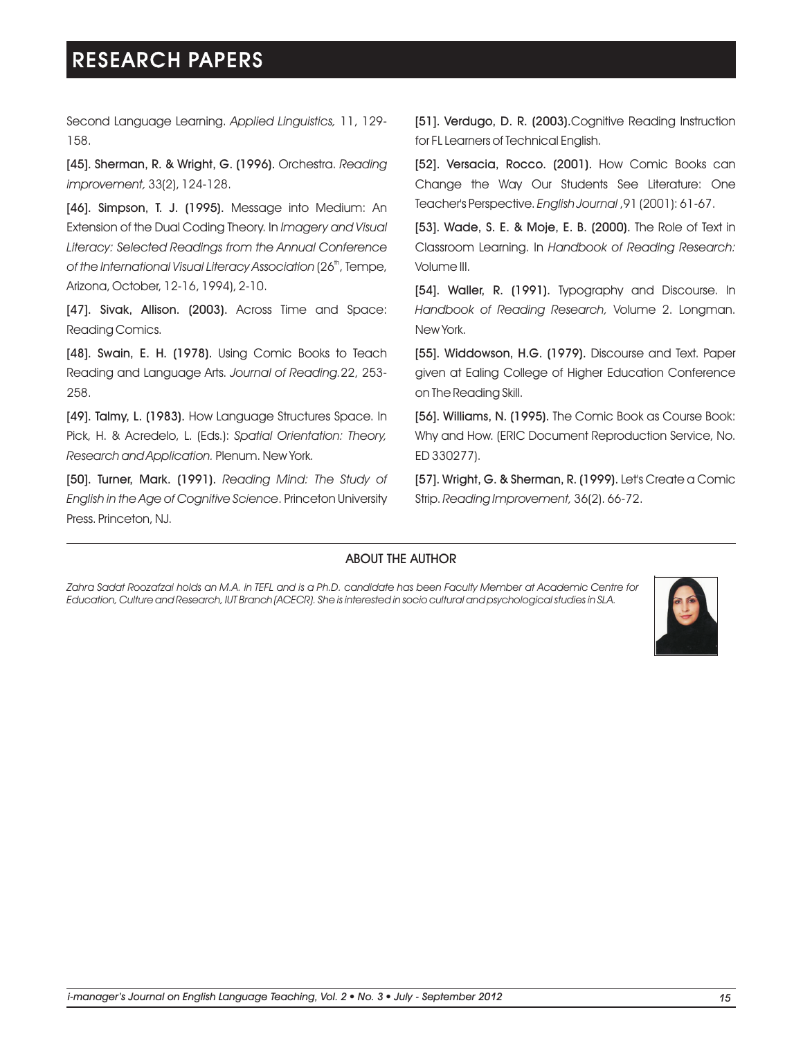Second Language Learning. *Applied Linguistics,* 11, 129-158.

**[45]. Sherman, R. & Wright, G. (1996).** Orchestra. *Reading improvement,* 33(2), 124-128.

**[46]. Simpson, T. J. (1995).** Message into Medium: An Extension of the Dual Coding Theory. In *Imagery and Visual Literacy: Selected Readings from the Annual Conference of the International Visual Literacy Association* (26th, Tempe, Arizona, October, 12-16, 1994), 2-10.

**[47]. Sivak, Allison. (2003).** Across Time and Space: Reading Comics.

**[48]. Swain, E. H. (1978).** Using Comic Books to Teach Reading and Language Arts. *Journal of Reading.* 22, 253-258.

**[49]. Talmy, L. (1983).** How Language Structures Space. In Pick, H. & Acredelo, L. (Eds.): *Spatial Orientation: Theory, Research and Application.* Plenum. New York.

**[50]. Turner, Mark. (1991).** *Reading Mind: The Study of English in the Age of Cognitive Science*. Princeton University Press. Princeton, NJ.

**[51]. Verdugo, D. R. (2003).** Cognitive Reading Instruction for FL Learners of Technical English.

**[52]. Versacia, Rocco. (2001).** How Comic Books can Change the Way Our Students See Literature: One Teacher's Perspective. *English Journal* ,91 (2001): 61-67.

**[53]. Wade, S. E. & Moje, E. B. (2000).** The Role of Text in Classroom Learning. In *Handbook of Reading Research:* Volume III.

**[54]. Waller, R. (1991).** Typography and Discourse. In *Handbook of Reading Research,* Volume 2. Longman. New York.

**[55]. Widdowson, H.G. (1979).** Discourse and Text. Paper given at Ealing College of Higher Education Conference on The Reading Skill.

**[56]. Williams, N. (1995).** The Comic Book as Course Book: Why and How. (ERIC Document Reproduction Service, No. ED 330277).

**[57]. Wright, G. & Sherman, R. (1999).** Let's Create a Comic Strip. *Reading Improvement,* 36(2). 66-72.

## ABOUT THE AUTHOR

*Zahra Sadat Roozafzai holds an M.A. in TEFL and is a Ph.D. candidate has been Faculty Member at Academic Centre for Education, Culture and Research, IUT Branch (ACECR). She is interested in socio cultural and psychological studies in SLA.*